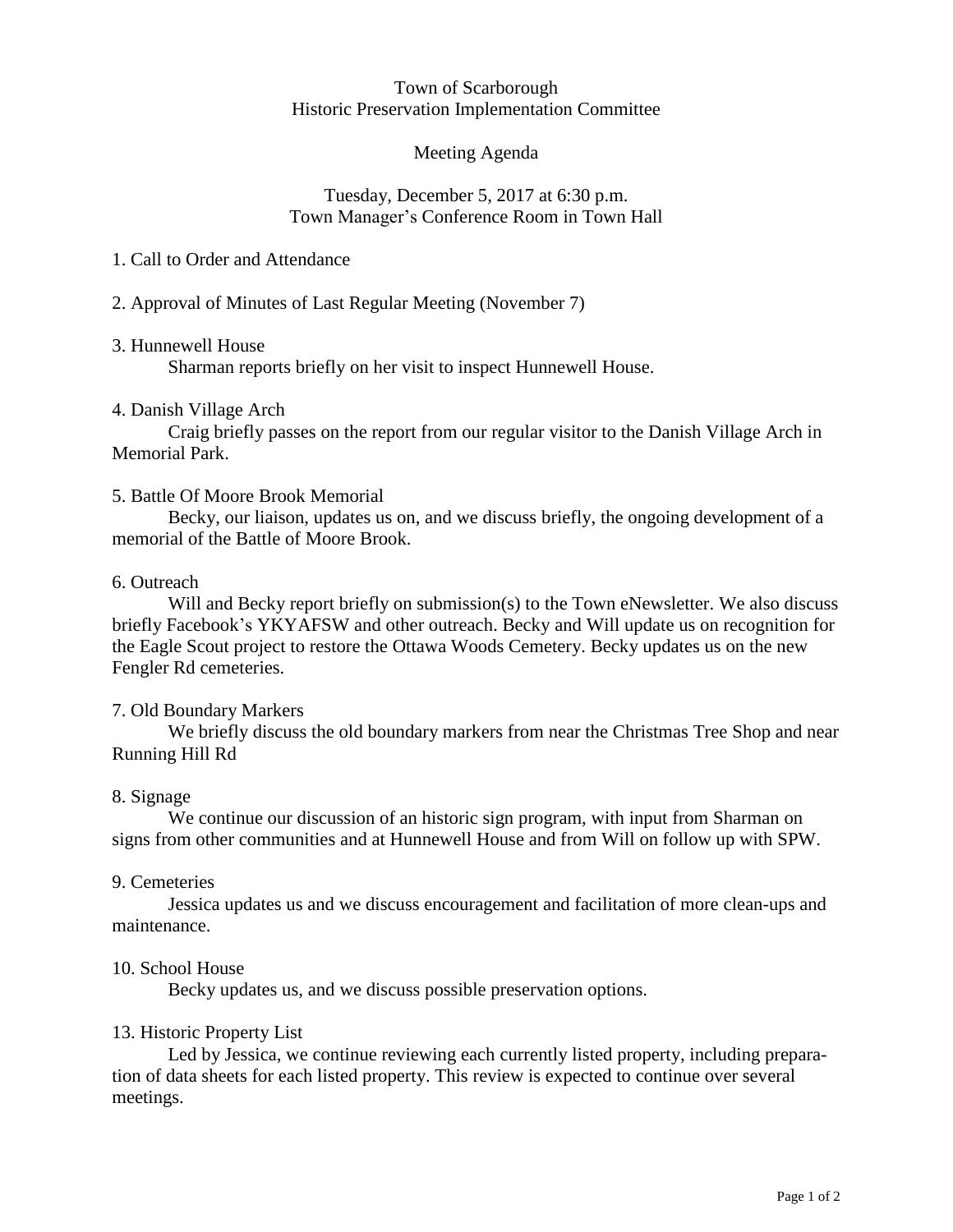# Town of Scarborough
## Historic Preservation Implementation Committee

### Meeting Agenda

Tuesday, December 5, 2017 at 6:30 p.m.
Town Manager's Conference Room in Town Hall

1. Call to Order and Attendance

2. Approval of Minutes of Last Regular Meeting (November 7)

3. Hunnewell House

   Sharman reports briefly on her visit to inspect Hunnewell House.

4. Danish Village Arch

   Craig briefly passes on the report from our regular visitor to the Danish Village Arch in Memorial Park.

5. Battle Of Moore Brook Memorial

   Becky, our liaison, updates us on, and we discuss briefly, the ongoing development of a memorial of the Battle of Moore Brook.

6. Outreach

   Will and Becky report briefly on submission(s) to the Town eNewsletter. We also discuss briefly Facebook's YKYAFSW and other outreach. Becky and Will update us on recognition for the Eagle Scout project to restore the Ottawa Woods Cemetery. Becky updates us on the new Fengler Rd cemeteries.

7. Old Boundary Markers

   We briefly discuss the old boundary markers from near the Christmas Tree Shop and near Running Hill Rd

8. Signage

   We continue our discussion of an historic sign program, with input from Sharman on signs from other communities and at Hunnewell House and from Will on follow up with SPW.

9. Cemeteries

   Jessica updates us and we discuss encouragement and facilitation of more clean-ups and maintenance.

10. School House

    Becky updates us, and we discuss possible preservation options.

13. Historic Property List

    Led by Jessica, we continue reviewing each currently listed property, including preparation of data sheets for each listed property. This review is expected to continue over several meetings.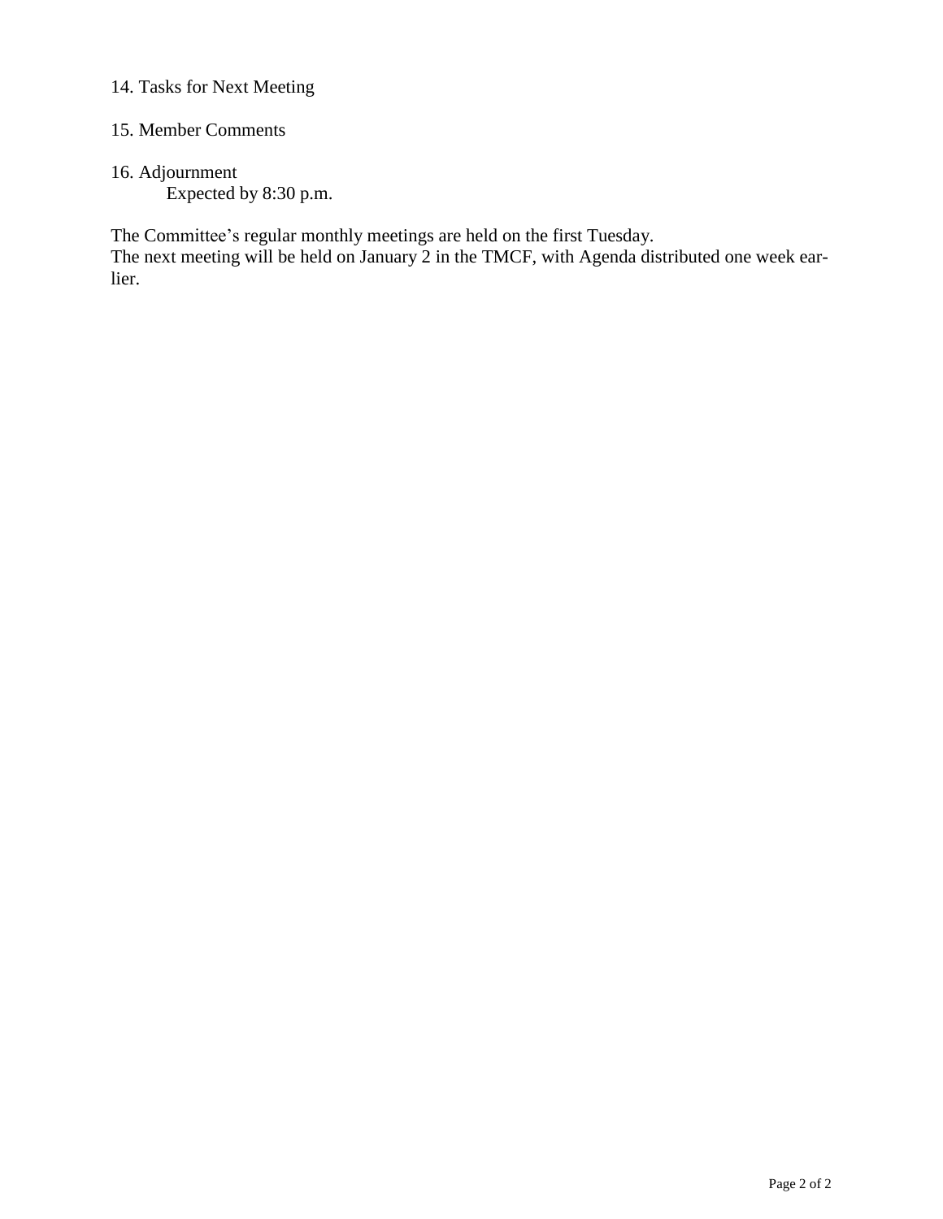14. Tasks for Next Meeting

15. Member Comments

16. Adjournment
    Expected by 8:30 p.m.

The Committee's regular monthly meetings are held on the first Tuesday.
The next meeting will be held on January 2 in the TMCF, with Agenda distributed one week earlier.